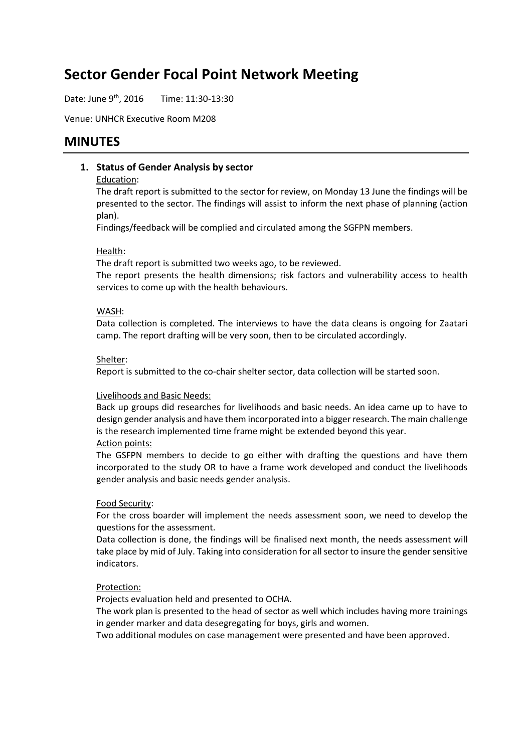# Sector Gender Focal Point Network Meeting

Date: June 9th, 2016 Time: 11:30-13:30

Venue: UNHCR Executive Room M208

## MINUTES

1. **Status of Gender Analysis by sector**

   Education:

   The draft report is submitted to the sector for review, on Monday 13 June the findings will be presented to the sector. The findings will assist to inform the next phase of planning (action plan).

   Findings/feedback will be complied and circulated among the SGFPN members.

   Health:

   The draft report is submitted two weeks ago, to be reviewed.

   The report presents the health dimensions; risk factors and vulnerability access to health services to come up with the health behaviours.

   WASH:

   Data collection is completed. The interviews to have the data cleans is ongoing for Zaatari camp. The report drafting will be very soon, then to be circulated accordingly.

   Shelter:

   Report is submitted to the co-chair shelter sector, data collection will be started soon.

   Livelihoods and Basic Needs:

   Back up groups did researches for livelihoods and basic needs. An idea came up to have to design gender analysis and have them incorporated into a bigger research. The main challenge is the research implemented time frame might be extended beyond this year.

   Action points:

   The GSFPN members to decide to go either with drafting the questions and have them incorporated to the study OR to have a frame work developed and conduct the livelihoods gender analysis and basic needs gender analysis.

   Food Security:

   For the cross boarder will implement the needs assessment soon, we need to develop the questions for the assessment.

   Data collection is done, the findings will be finalised next month, the needs assessment will take place by mid of July. Taking into consideration for all sector to insure the gender sensitive indicators.

   Protection:

   Projects evaluation held and presented to OCHA.

   The work plan is presented to the head of sector as well which includes having more trainings in gender marker and data desegregating for boys, girls and women.

   Two additional modules on case management were presented and have been approved.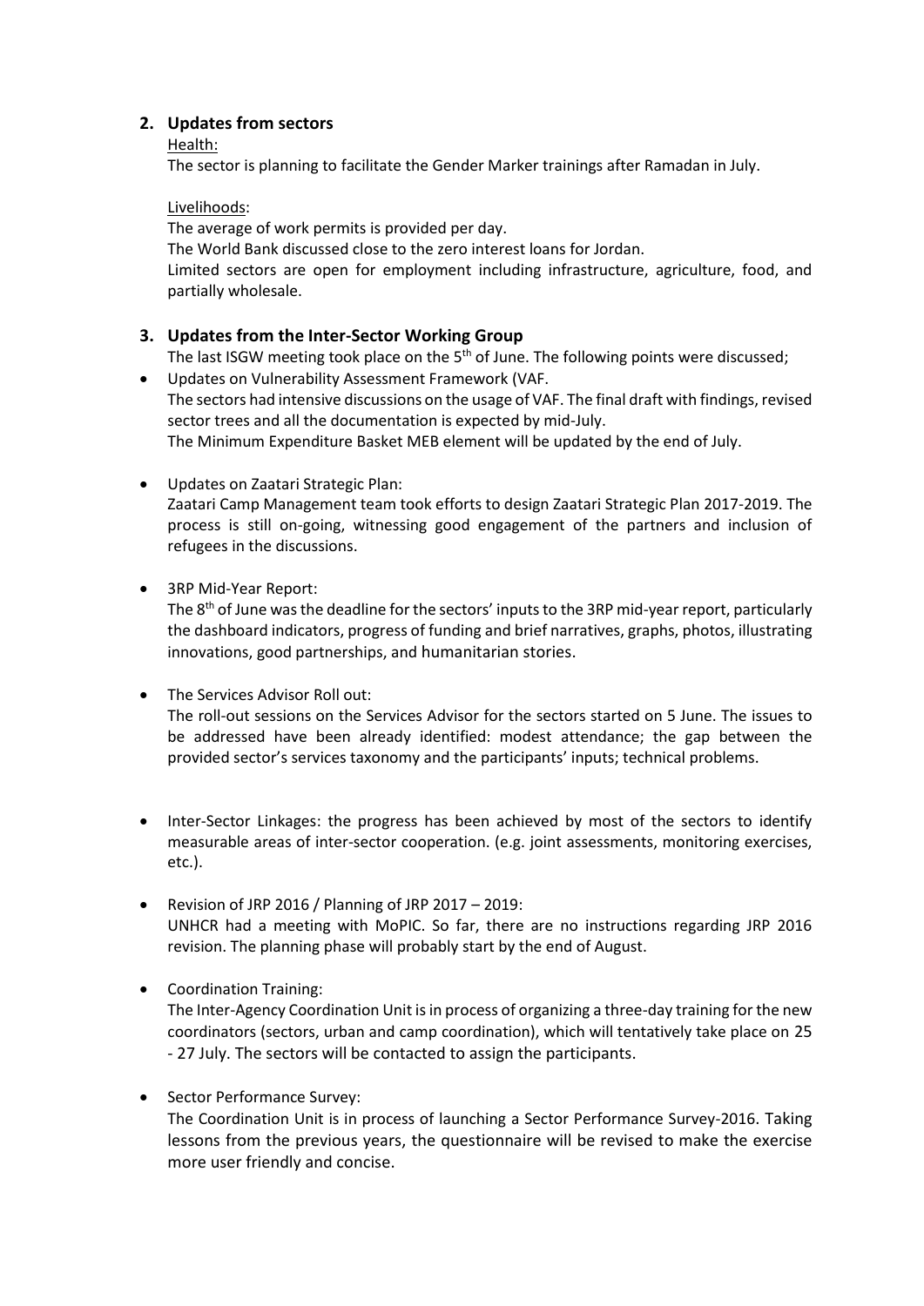## 2. Updates from sectors

Health:

The sector is planning to facilitate the Gender Marker trainings after Ramadan in July.

Livelihoods:

The average of work permits is provided per day.

The World Bank discussed close to the zero interest loans for Jordan.

Limited sectors are open for employment including infrastructure, agriculture, food, and partially wholesale.

## 3. Updates from the Inter-Sector Working Group

The last ISGW meeting took place on the 5th of June. The following points were discussed;

- Updates on Vulnerability Assessment Framework (VAF.
  The sectors had intensive discussions on the usage of VAF. The final draft with findings, revised sector trees and all the documentation is expected by mid-July.
  The Minimum Expenditure Basket MEB element will be updated by the end of July.

- Updates on Zaatari Strategic Plan:
  Zaatari Camp Management team took efforts to design Zaatari Strategic Plan 2017-2019. The process is still on-going, witnessing good engagement of the partners and inclusion of refugees in the discussions.

- 3RP Mid-Year Report:
  The 8th of June was the deadline for the sectors' inputs to the 3RP mid-year report, particularly the dashboard indicators, progress of funding and brief narratives, graphs, photos, illustrating innovations, good partnerships, and humanitarian stories.

- The Services Advisor Roll out:
  The roll-out sessions on the Services Advisor for the sectors started on 5 June. The issues to be addressed have been already identified: modest attendance; the gap between the provided sector's services taxonomy and the participants' inputs; technical problems.

- Inter-Sector Linkages: the progress has been achieved by most of the sectors to identify measurable areas of inter-sector cooperation. (e.g. joint assessments, monitoring exercises, etc.).

- Revision of JRP 2016 / Planning of JRP 2017 – 2019:
  UNHCR had a meeting with MoPIC. So far, there are no instructions regarding JRP 2016 revision. The planning phase will probably start by the end of August.

- Coordination Training:
  The Inter-Agency Coordination Unit is in process of organizing a three-day training for the new coordinators (sectors, urban and camp coordination), which will tentatively take place on 25 - 27 July. The sectors will be contacted to assign the participants.

- Sector Performance Survey:
  The Coordination Unit is in process of launching a Sector Performance Survey-2016. Taking lessons from the previous years, the questionnaire will be revised to make the exercise more user friendly and concise.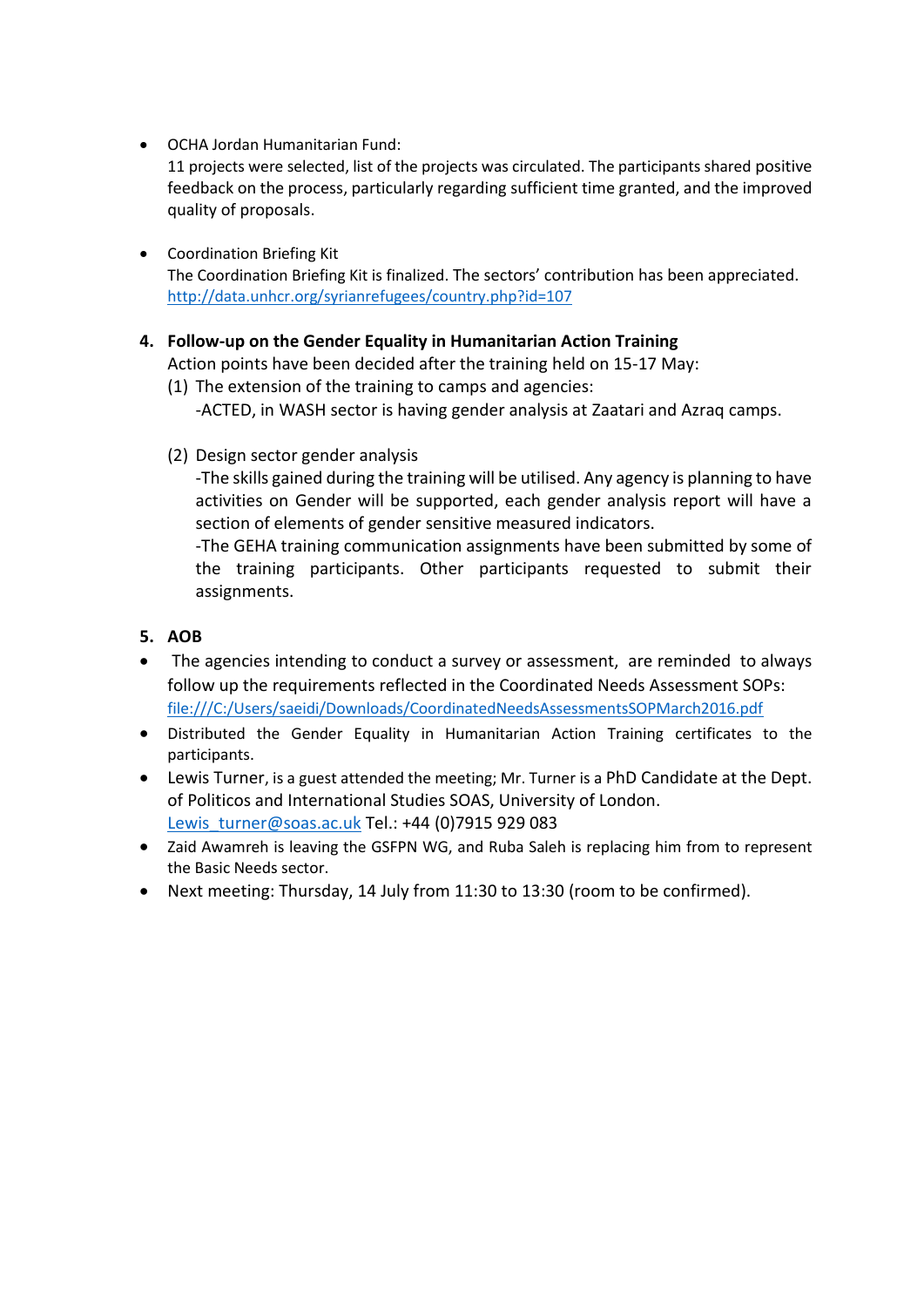- OCHA Jordan Humanitarian Fund:
  11 projects were selected, list of the projects was circulated. The participants shared positive feedback on the process, particularly regarding sufficient time granted, and the improved quality of proposals.

- Coordination Briefing Kit
  The Coordination Briefing Kit is finalized. The sectors' contribution has been appreciated.
  http://data.unhcr.org/syrianrefugees/country.php?id=107

4. **Follow-up on the Gender Equality in Humanitarian Action Training**
   Action points have been decided after the training held on 15-17 May:
   (1) The extension of the training to camps and agencies:
       -ACTED, in WASH sector is having gender analysis at Zaatari and Azraq camps.

   (2) Design sector gender analysis
       -The skills gained during the training will be utilised. Any agency is planning to have activities on Gender will be supported, each gender analysis report will have a section of elements of gender sensitive measured indicators.
       -The GEHA training communication assignments have been submitted by some of the training participants. Other participants requested to submit their assignments.

5. **AOB**

- The agencies intending to conduct a survey or assessment, are reminded to always follow up the requirements reflected in the Coordinated Needs Assessment SOPs: file:///C:/Users/saeidi/Downloads/CoordinatedNeedsAssessmentsSOPMarch2016.pdf
- Distributed the Gender Equality in Humanitarian Action Training certificates to the participants.
- Lewis Turner, is a guest attended the meeting; Mr. Turner is a PhD Candidate at the Dept. of Politicos and International Studies SOAS, University of London. Lewis_turner@soas.ac.uk Tel.: +44 (0)7915 929 083
- Zaid Awamreh is leaving the GSFPN WG, and Ruba Saleh is replacing him from to represent the Basic Needs sector.
- Next meeting: Thursday, 14 July from 11:30 to 13:30 (room to be confirmed).